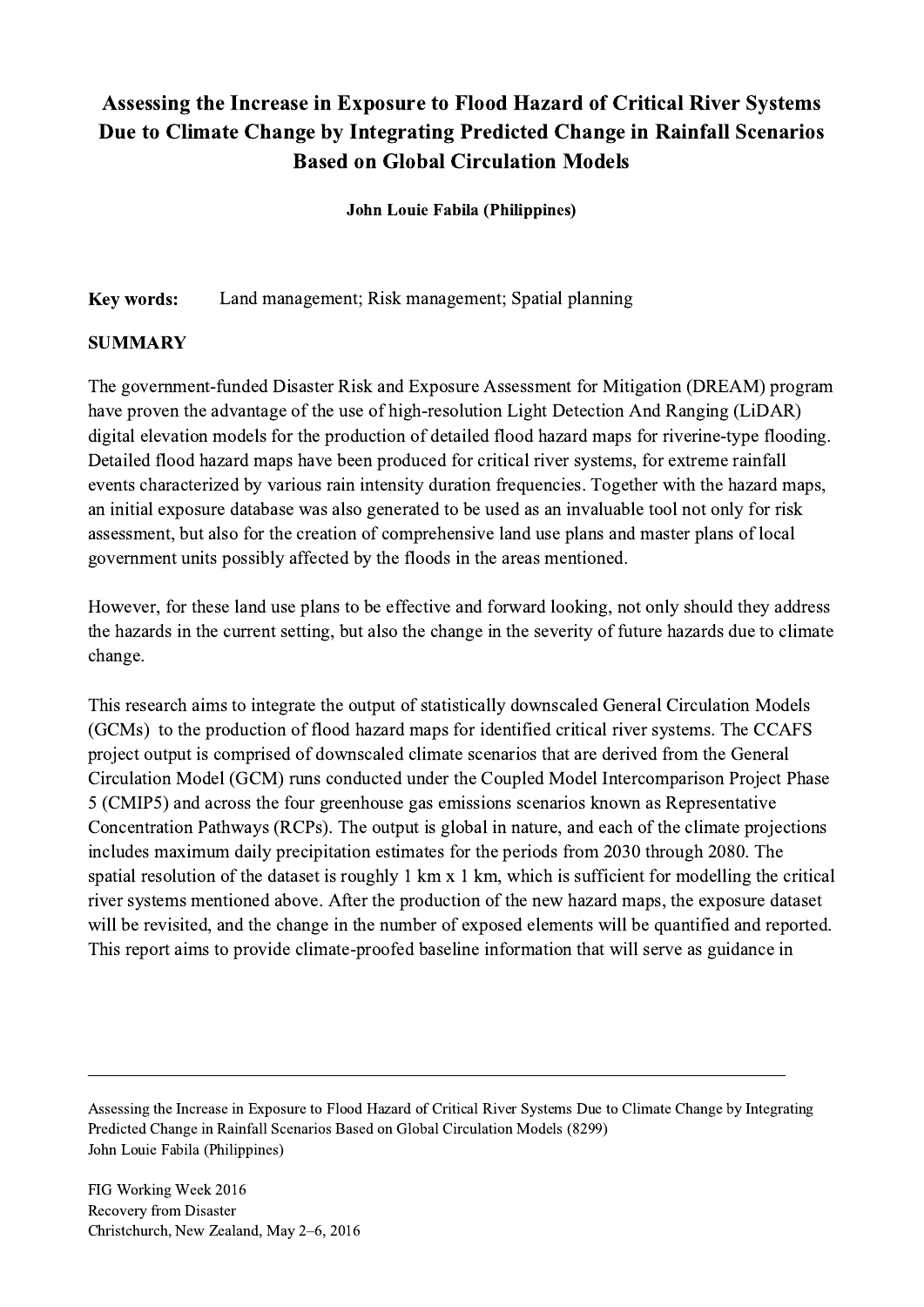# Assessing the Increase in Exposure to Flood Hazard of Critical River Systems Due to Climate Change by Integrating Predicted Change in Rainfall Scenarios Based on Global Circulation Models

**John Louie Fabila (Philippines)**

**Key words:** Land management; Risk management; Spatial planning

## SUMMARY

The government-funded Disaster Risk and Exposure Assessment for Mitigation (DREAM) program have proven the advantage of the use of high-resolution Light Detection And Ranging (LiDAR) digital elevation models for the production of detailed flood hazard maps for riverine-type flooding. Detailed flood hazard maps have been produced for critical river systems, for extreme rainfall events characterized by various rain intensity duration frequencies. Together with the hazard maps, an initial exposure database was also generated to be used as an invaluable tool not only for risk assessment, but also for the creation of comprehensive land use plans and master plans of local government units possibly affected by the floods in the areas mentioned.

However, for these land use plans to be effective and forward looking, not only should they address the hazards in the current setting, but also the change in the severity of future hazards due to climate change.

This research aims to integrate the output of statistically downscaled General Circulation Models (GCMs) to the production of flood hazard maps for identified critical river systems. The CCAFS project output is comprised of downscaled climate scenarios that are derived from the General Circulation Model (GCM) runs conducted under the Coupled Model Intercomparison Project Phase 5 (CMIP5) and across the four greenhouse gas emissions scenarios known as Representative Concentration Pathways (RCPs). The output is global in nature, and each of the climate projections includes maximum daily precipitation estimates for the periods from 2030 through 2080. The spatial resolution of the dataset is roughly 1 km x 1 km, which is sufficient for modelling the critical river systems mentioned above. After the production of the new hazard maps, the exposure dataset will be revisited, and the change in the number of exposed elements will be quantified and reported. This report aims to provide climate-proofed baseline information that will serve as guidance in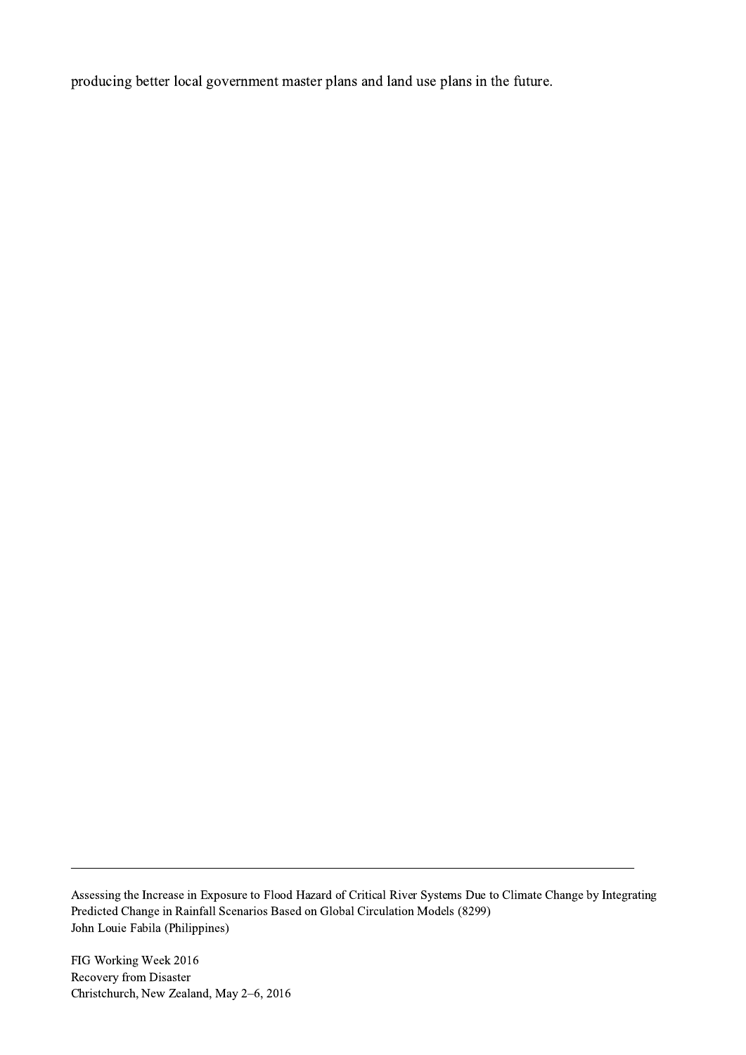producing better local government master plans and land use plans in the future.